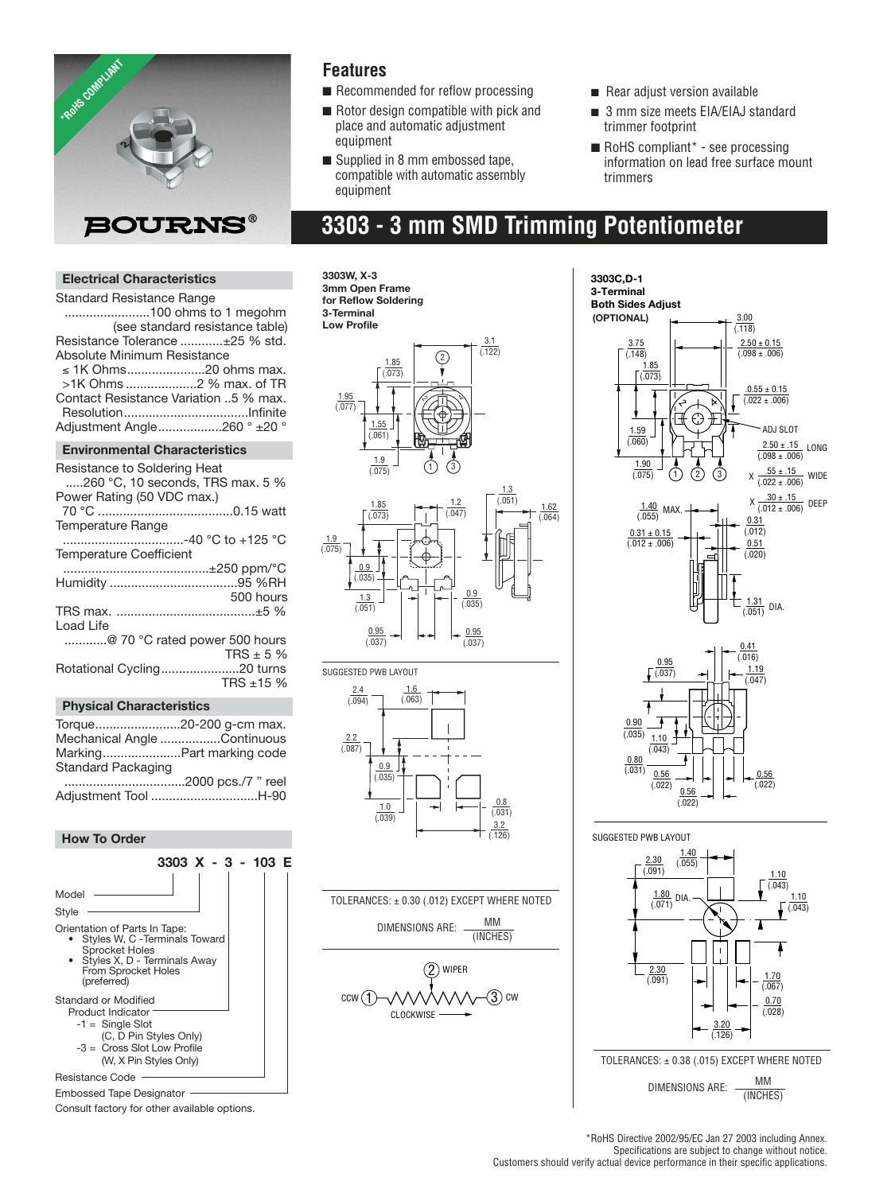# 3303 - 3 mm SMD Trimming Potentiometer

*RoHS COMPLIANT

BOURNS®

## Features

- Recommended for reflow processing
- Rotor design compatible with pick and place and automatic adjustment equipment
- Supplied in 8 mm embossed tape, compatible with automatic assembly equipment
- Rear adjust version available
- 3 mm size meets EIA/EIAJ standard trimmer footprint
- RoHS compliant* - see processing information on lead free surface mount trimmers

### Electrical Characteristics

Standard Resistance Range ........................100 ohms to 1 megohm (see standard resistance table)
Resistance Tolerance ............±25 % std.
Absolute Minimum Resistance
≤ 1K Ohms......................20 ohms max.
>1K Ohms ....................2 % max. of TR
Contact Resistance Variation ..5 % max.
Resolution...................................Infinite
Adjustment Angle..................260 ° ±20 °

### Environmental Characteristics

Resistance to Soldering Heat .....260 °C, 10 seconds, TRS max. 5 %
Power Rating (50 VDC max.)
70 °C ......................................0.15 watt
Temperature Range ..................................-40 °C to +125 °C
Temperature Coefficient .........................................±250 ppm/°C
Humidity ....................................95 %RH 500 hours
TRS max. .......................................±5 %
Load Life ............@ 70 °C rated power 500 hours TRS ± 5 %
Rotational Cycling......................20 turns TRS ±15 %

### Physical Characteristics

Torque........................20-200 g-cm max.
Mechanical Angle .................Continuous
Marking......................Part marking code
Standard Packaging ..................................2000 pcs./7 " reel
Adjustment Tool ..............................H-90

### How To Order

**3303 X - 3 - 103 E**

- Model
- Style
- Orientation of Parts In Tape:
  - Styles W, C -Terminals Toward Sprocket Holes
  - Styles X, D - Terminals Away From Sprocket Holes (preferred)
- Standard or Modified Product Indicator
  - -1 = Single Slot (C, D Pin Styles Only)
  - -3 = Cross Slot Low Profile (W, X Pin Styles Only)
- Resistance Code
- Embossed Tape Designator

Consult factory for other available options.

**3303W, X-3**
**3mm Open Frame**
**for Reflow Soldering**
**3-Terminal**
**Low Profile**

SUGGESTED PWB LAYOUT

TOLERANCES: ± 0.30 (.012) EXCEPT WHERE NOTED

DIMENSIONS ARE: MM / (INCHES)

(2) WIPER
CCW (1) — (3) CW
CLOCKWISE

**3303C,D-1**
**3-Terminal**
**Both Sides Adjust**
**(OPTIONAL)**

SUGGESTED PWB LAYOUT

TOLERANCES: ± 0.38 (.015) EXCEPT WHERE NOTED

DIMENSIONS ARE: MM / (INCHES)

*RoHS Directive 2002/95/EC Jan 27 2003 including Annex.
Specifications are subject to change without notice.
Customers should verify actual device performance in their specific applications.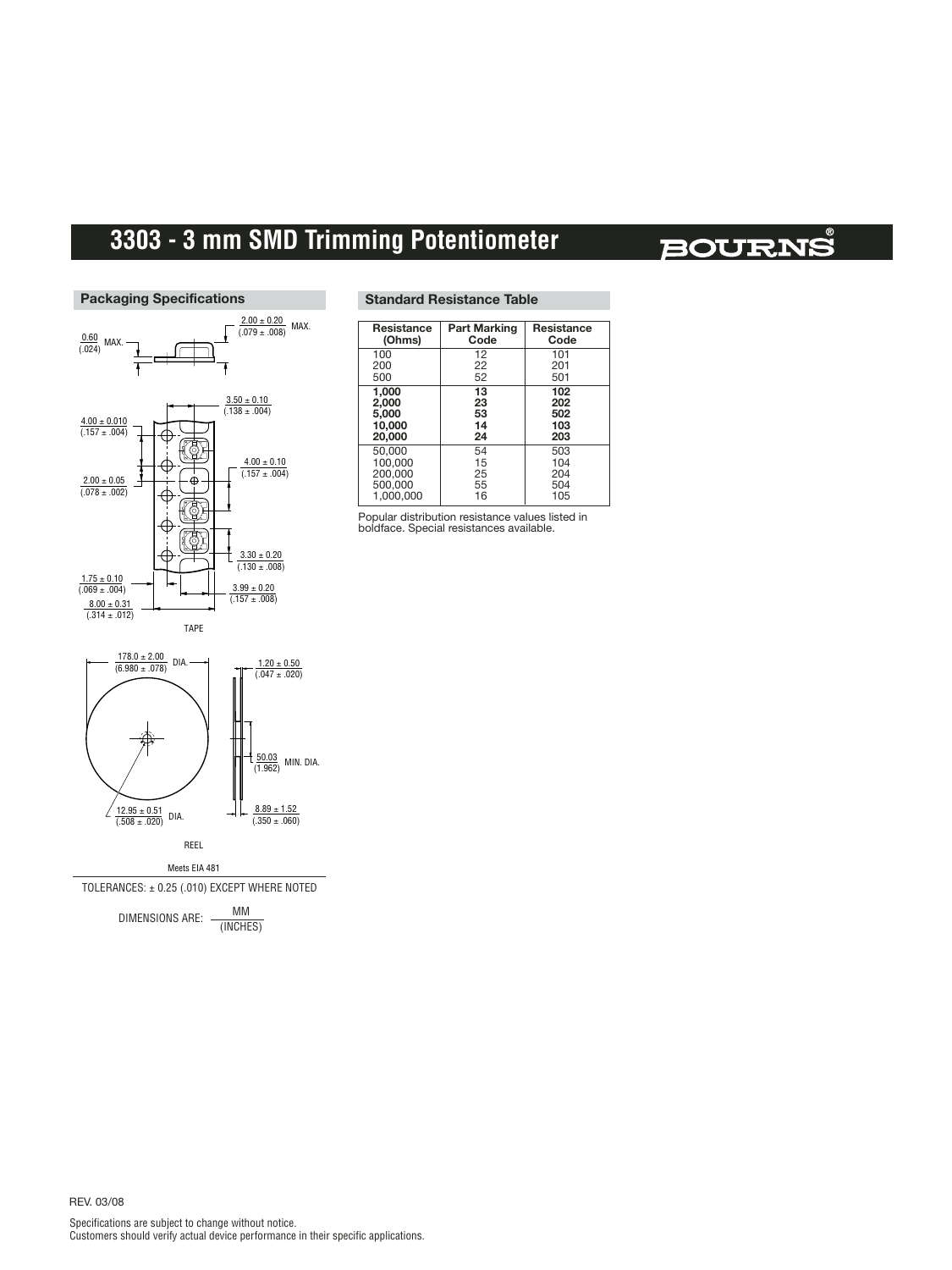# 3303 - 3 mm SMD Trimming Potentiometer

## Packaging Specifications

2.00 ± 0.20 (.079 ± .008) MAX.

0.60 (.024) MAX.

3.50 ± 0.10 (.138 ± .004)

4.00 ± 0.010 (.157 ± .004)

4.00 ± 0.10 (.157 ± .004)

2.00 ± 0.05 (.078 ± .002)

3.30 ± 0.20 (.130 ± .008)

1.75 ± 0.10 (.069 ± .004)

3.99 ± 0.20 (.157 ± .008)

8.00 ± 0.31 (.314 ± .012)

TAPE

178.0 ± 2.00 (6.980 ± .078) DIA.

1.20 ± 0.50 (.047 ± .020)

50.03 (1.962) MIN. DIA.

12.95 ± 0.51 (.508 ± .020) DIA.

8.89 ± 1.52 (.350 ± .060)

REEL

Meets EIA 481

TOLERANCES: ± 0.25 (.010) EXCEPT WHERE NOTED

DIMENSIONS ARE: MM (INCHES)

## Standard Resistance Table

| Resistance (Ohms) | Part Marking Code | Resistance Code |
|---|---|---|
| 100 | 12 | 101 |
| 200 | 22 | 201 |
| 500 | 52 | 501 |
| **1,000** | **13** | **102** |
| **2,000** | **23** | **202** |
| **5,000** | **53** | **502** |
| **10,000** | **14** | **103** |
| **20,000** | **24** | **203** |
| 50,000 | 54 | 503 |
| 100,000 | 15 | 104 |
| 200,000 | 25 | 204 |
| 500,000 | 55 | 504 |
| 1,000,000 | 16 | 105 |

Popular distribution resistance values listed in boldface. Special resistances available.

REV. 03/08

Specifications are subject to change without notice.
Customers should verify actual device performance in their specific applications.